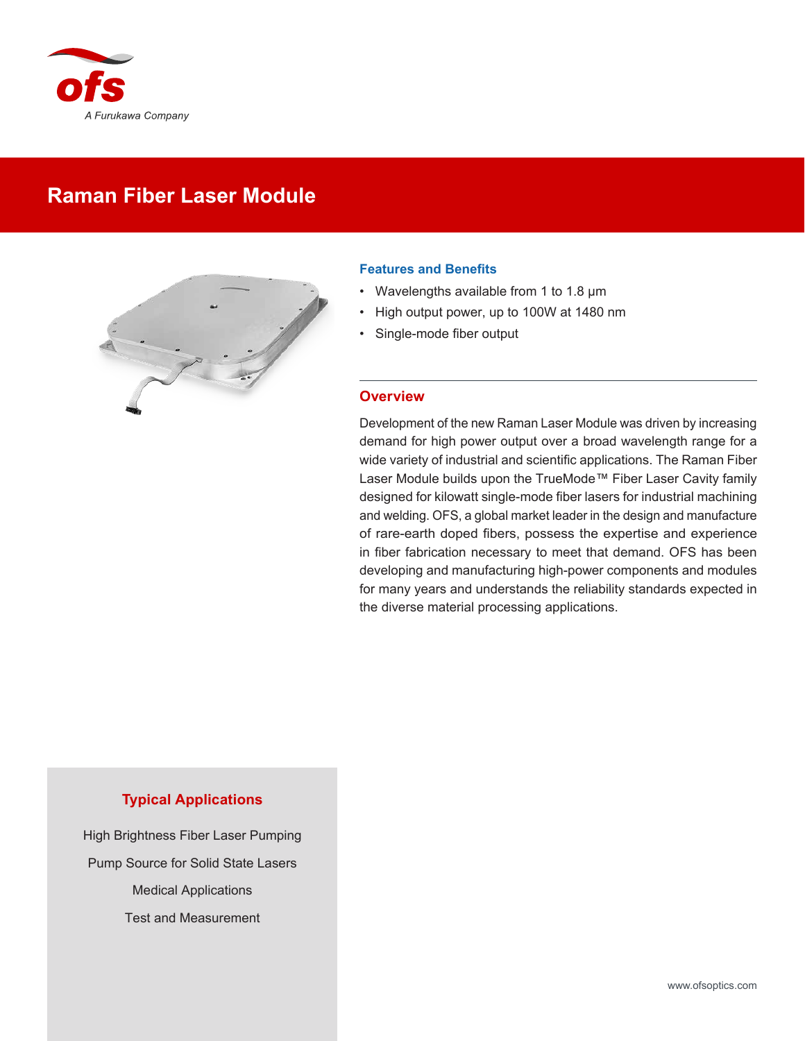ofs

A Furukawa Company

# Raman Fiber Laser Module

## Features and Benefits

- Wavelengths available from 1 to 1.8 µm
- High output power, up to 100W at 1480 nm
- Single-mode fiber output

## Overview

Development of the new Raman Laser Module was driven by increasing demand for high power output over a broad wavelength range for a wide variety of industrial and scientific applications. The Raman Fiber Laser Module builds upon the TrueMode™ Fiber Laser Cavity family designed for kilowatt single-mode fiber lasers for industrial machining and welding. OFS, a global market leader in the design and manufacture of rare-earth doped fibers, possess the expertise and experience in fiber fabrication necessary to meet that demand. OFS has been developing and manufacturing high-power components and modules for many years and understands the reliability standards expected in the diverse material processing applications.

## Typical Applications

High Brightness Fiber Laser Pumping

Pump Source for Solid State Lasers

Medical Applications

Test and Measurement

www.ofsoptics.com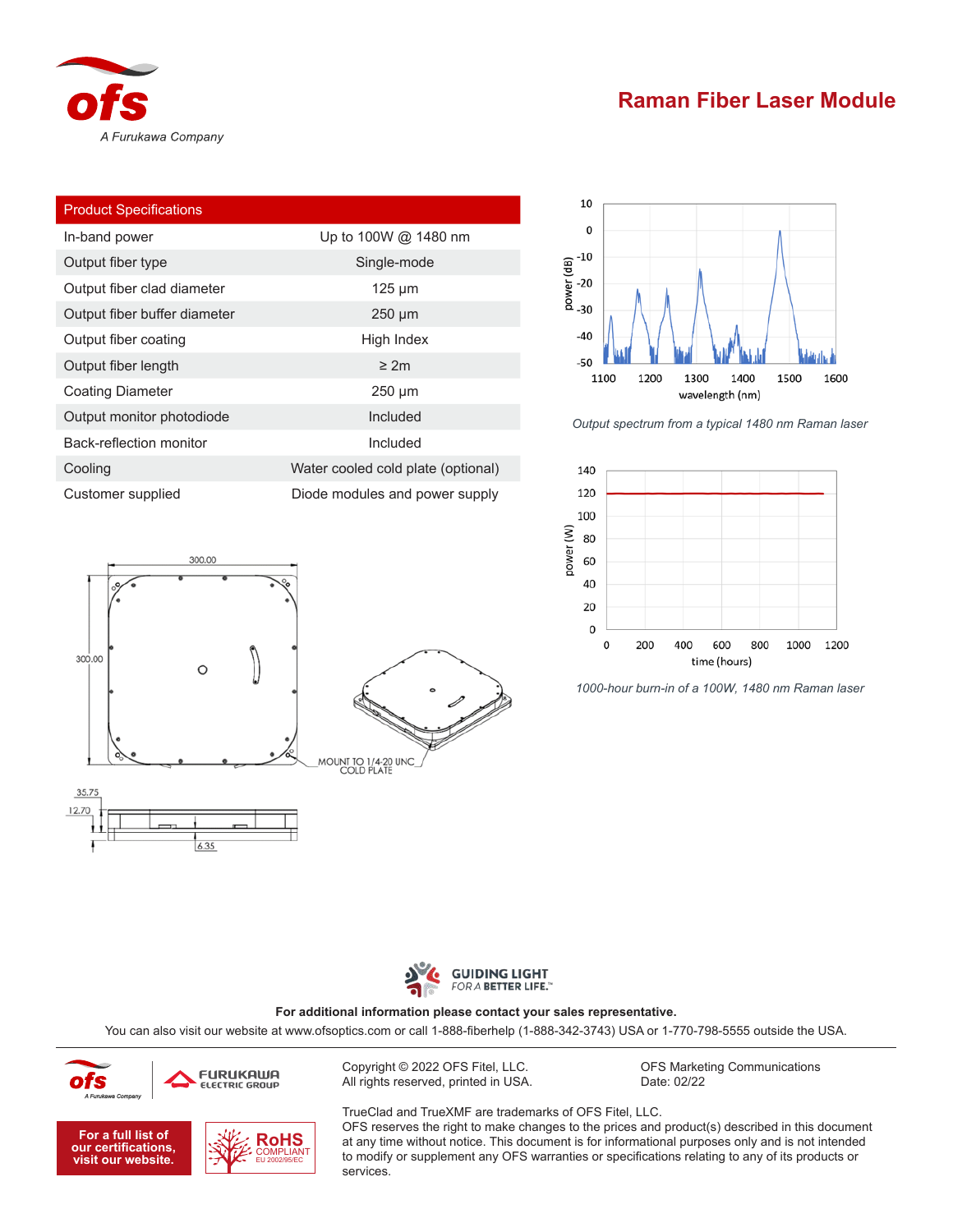# Raman Fiber Laser Module

| Product Specifications | |
|---|---|
| In-band power | Up to 100W @ 1480 nm |
| Output fiber type | Single-mode |
| Output fiber clad diameter | 125 µm |
| Output fiber buffer diameter | 250 µm |
| Output fiber coating | High Index |
| Output fiber length | ≥ 2m |
| Coating Diameter | 250 µm |
| Output monitor photodiode | Included |
| Back-reflection monitor | Included |
| Cooling | Water cooled cold plate (optional) |
| Customer supplied | Diode modules and power supply |

10
0
-10
-20
-30
-40
-50
power (dB)
1100 1200 1300 1400 1500 1600
wavelength (nm)

*Output spectrum from a typical 1480 nm Raman laser*

140
120
100
80
60
40
20
0
power (W)
0 200 400 600 800 1000 1200
time (hours)

*1000-hour burn-in of a 100W, 1480 nm Raman laser*

300.00
300.00
MOUNT TO 1/4-20 UNC
COLD PLATE
35.75
12.70
6.35

GUIDING LIGHT
FOR A BETTER LIFE.™

**For additional information please contact your sales representative.**

You can also visit our website at www.ofsoptics.com or call 1-888-fiberhelp (1-888-342-3743) USA or 1-770-798-5555 outside the USA.

Copyright © 2022 OFS Fitel, LLC.
All rights reserved, printed in USA.

OFS Marketing Communications
Date: 02/22

TrueClad and TrueXMF are trademarks of OFS Fitel, LLC.
OFS reserves the right to make changes to the prices and product(s) described in this document at any time without notice. This document is for informational purposes only and is not intended to modify or supplement any OFS warranties or specifications relating to any of its products or services.

**For a full list of our certifications, visit our website.**

RoHS COMPLIANT EU 2002/95/EC